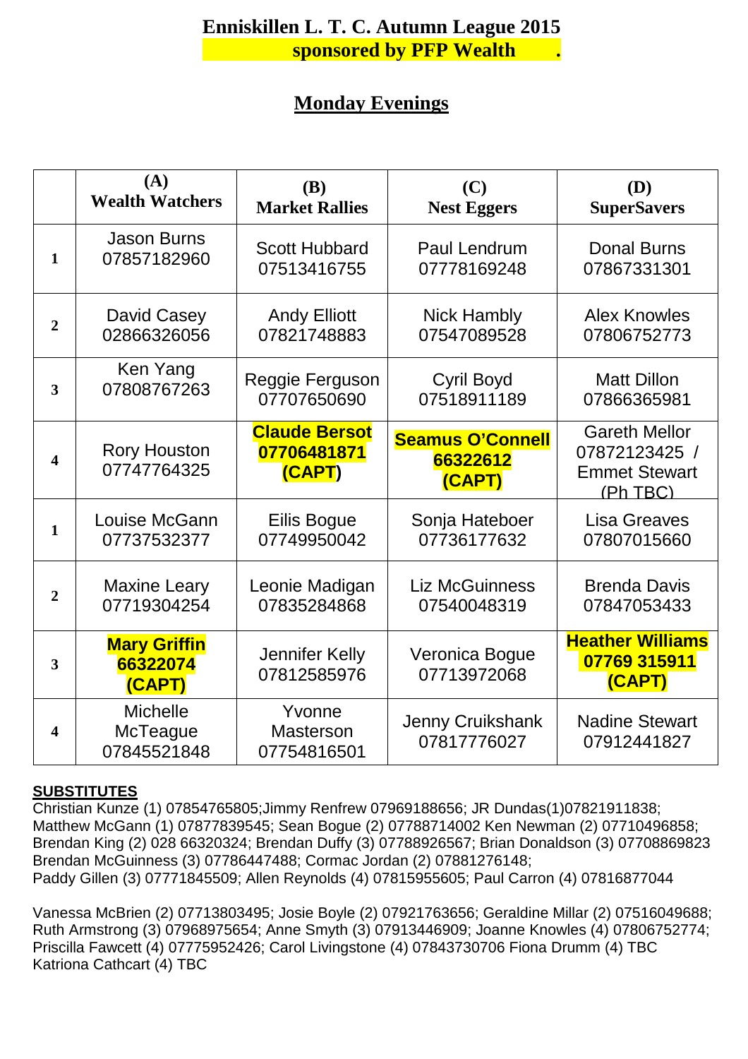# Enniskillen L. T. C. Autumn League 2015
**sponsored by PFP Wealth .**

## Monday Evenings

| | (A) Wealth Watchers | (B) Market Rallies | (C) Nest Eggers | (D) SuperSavers |
|---|---|---|---|---|
| 1 | Jason Burns 07857182960 | Scott Hubbard 07513416755 | Paul Lendrum 07778169248 | Donal Burns 07867331301 |
| 2 | David Casey 02866326056 | Andy Elliott 07821748883 | Nick Hambly 07547089528 | Alex Knowles 07806752773 |
| 3 | Ken Yang 07808767263 | Reggie Ferguson 07707650690 | Cyril Boyd 07518911189 | Matt Dillon 07866365981 |
| 4 | Rory Houston 07747764325 | **Claude Bersot 07706481871 (CAPT)** | **Seamus O'Connell 66322612 (CAPT)** | Gareth Mellor 07872123425 / Emmet Stewart (Ph TBC) |
| 1 | Louise McGann 07737532377 | Eilis Bogue 07749950042 | Sonja Hateboer 07736177632 | Lisa Greaves 07807015660 |
| 2 | Maxine Leary 07719304254 | Leonie Madigan 07835284868 | Liz McGuinness 07540048319 | Brenda Davis 07847053433 |
| 3 | **Mary Griffin 66322074 (CAPT)** | Jennifer Kelly 07812585976 | Veronica Bogue 07713972068 | **Heather Williams 07769 315911 (CAPT)** |
| 4 | Michelle McTeague 07845521848 | Yvonne Masterson 07754816501 | Jenny Cruikshank 07817776027 | Nadine Stewart 07912441827 |

**SUBSTITUTES**

Christian Kunze (1) 07854765805;Jimmy Renfrew 07969188656; JR Dundas(1)07821911838; Matthew McGann (1) 07877839545; Sean Bogue (2) 07788714002 Ken Newman (2) 07710496858; Brendan King (2) 028 66320324; Brendan Duffy (3) 07788926567; Brian Donaldson (3) 07708869823 Brendan McGuinness (3) 07786447488; Cormac Jordan (2) 07881276148; Paddy Gillen (3) 07771845509; Allen Reynolds (4) 07815955605; Paul Carron (4) 07816877044

Vanessa McBrien (2) 07713803495; Josie Boyle (2) 07921763656; Geraldine Millar (2) 07516049688; Ruth Armstrong (3) 07968975654; Anne Smyth (3) 07913446909; Joanne Knowles (4) 07806752774; Priscilla Fawcett (4) 07775952426; Carol Livingstone (4) 07843730706 Fiona Drumm (4) TBC Katriona Cathcart (4) TBC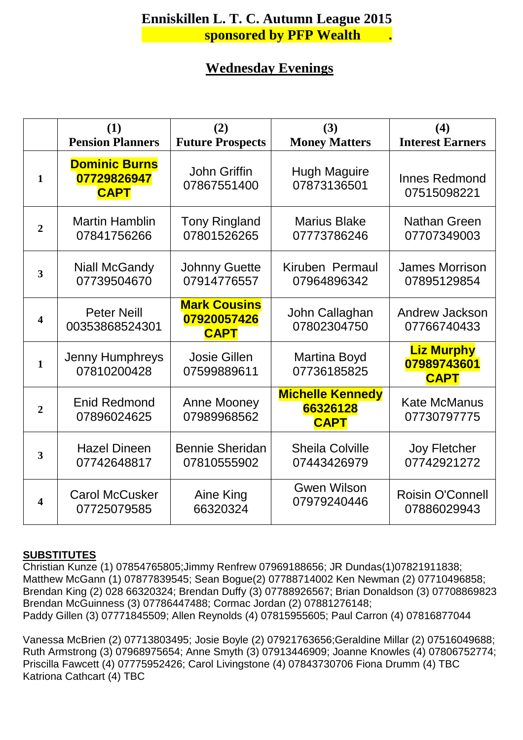# Enniskillen L. T. C. Autumn League 2015

**sponsored by PFP Wealth .**

## Wednesday Evenings

| | (1) Pension Planners | (2) Future Prospects | (3) Money Matters | (4) Interest Earners |
|---|---|---|---|---|
| 1 | **Dominic Burns 07729826947 CAPT** | John Griffin 07867551400 | Hugh Maguire 07873136501 | Innes Redmond 07515098221 |
| 2 | Martin Hamblin 07841756266 | Tony Ringland 07801526265 | Marius Blake 07773786246 | Nathan Green 07707349003 |
| 3 | Niall McGandy 07739504670 | Johnny Guette 07914776557 | Kiruben Permaul 07964896342 | James Morrison 07895129854 |
| 4 | Peter Neill 00353868524301 | **Mark Cousins 07920057426 CAPT** | John Callaghan 07802304750 | Andrew Jackson 07766740433 |
| 1 | Jenny Humphreys 07810200428 | Josie Gillen 07599889611 | Martina Boyd 07736185825 | **Liz Murphy 07989743601 CAPT** |
| 2 | Enid Redmond 07896024625 | Anne Mooney 07989968562 | **Michelle Kennedy 66326128 CAPT** | Kate McManus 07730797775 |
| 3 | Hazel Dineen 07742648817 | Bennie Sheridan 07810555902 | Sheila Colville 07443426979 | Joy Fletcher 07742921272 |
| 4 | Carol McCusker 07725079585 | Aine King 66320324 | Gwen Wilson 07979240446 | Roisin O'Connell 07886029943 |

**SUBSTITUTES**

Christian Kunze (1) 07854765805;Jimmy Renfrew 07969188656; JR Dundas(1)07821911838; Matthew McGann (1) 07877839545; Sean Bogue(2) 07788714002 Ken Newman (2) 07710496858; Brendan King (2) 028 66320324; Brendan Duffy (3) 07788926567; Brian Donaldson (3) 07708869823 Brendan McGuinness (3) 07786447488; Cormac Jordan (2) 07881276148; Paddy Gillen (3) 07771845509; Allen Reynolds (4) 07815955605; Paul Carron (4) 07816877044

Vanessa McBrien (2) 07713803495; Josie Boyle (2) 07921763656;Geraldine Millar (2) 07516049688; Ruth Armstrong (3) 07968975654; Anne Smyth (3) 07913446909; Joanne Knowles (4) 07806752774; Priscilla Fawcett (4) 07775952426; Carol Livingstone (4) 07843730706 Fiona Drumm (4) TBC Katriona Cathcart (4) TBC